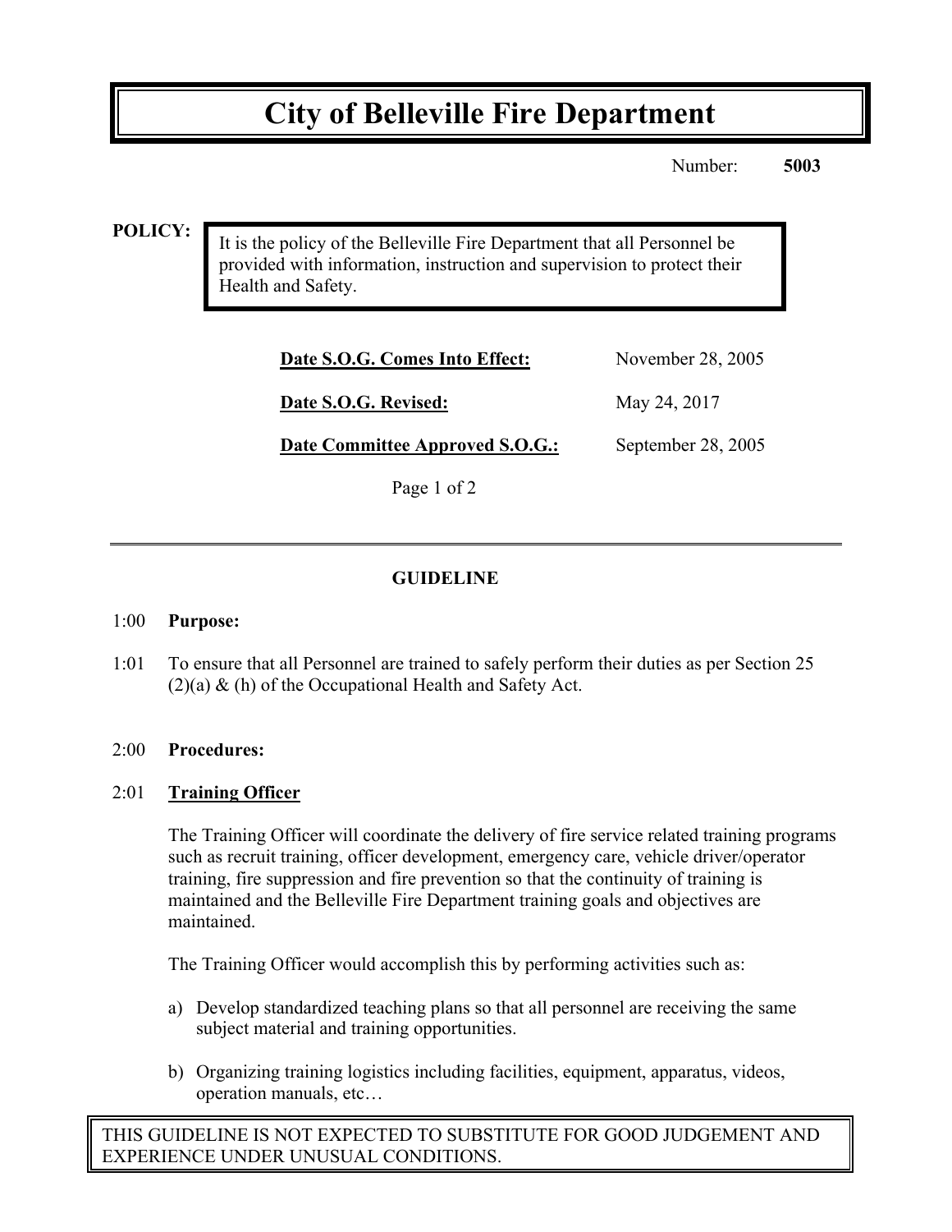# City of Belleville Fire Department

Number: **5003**

**POLICY:**

It is the policy of the Belleville Fire Department that all Personnel be provided with information, instruction and supervision to protect their Health and Safety.

| | |
|---|---|
| **Date S.O.G. Comes Into Effect:** | November 28, 2005 |
| **Date S.O.G. Revised:** | May 24, 2017 |
| **Date Committee Approved S.O.G.:** | September 28, 2005 |

## GUIDELINE

1:00 **Purpose:**

1:01 To ensure that all Personnel are trained to safely perform their duties as per Section 25 (2)(a) & (h) of the Occupational Health and Safety Act.

2:00 **Procedures:**

2:01 **Training Officer**

The Training Officer will coordinate the delivery of fire service related training programs such as recruit training, officer development, emergency care, vehicle driver/operator training, fire suppression and fire prevention so that the continuity of training is maintained and the Belleville Fire Department training goals and objectives are maintained.

The Training Officer would accomplish this by performing activities such as:

a) Develop standardized teaching plans so that all personnel are receiving the same subject material and training opportunities.

b) Organizing training logistics including facilities, equipment, apparatus, videos, operation manuals, etc…

THIS GUIDELINE IS NOT EXPECTED TO SUBSTITUTE FOR GOOD JUDGEMENT AND EXPERIENCE UNDER UNUSUAL CONDITIONS.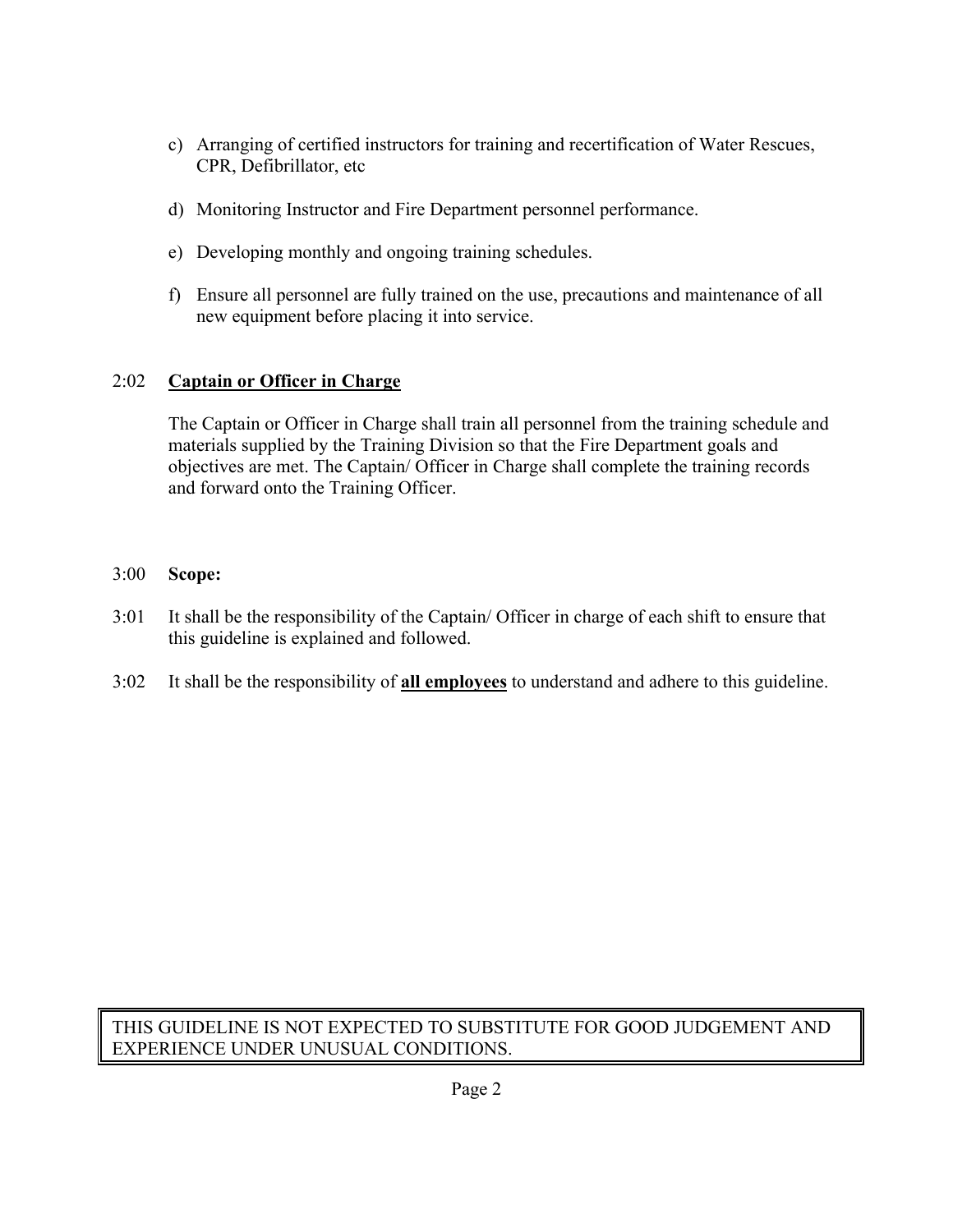c) Arranging of certified instructors for training and recertification of Water Rescues, CPR, Defibrillator, etc

d) Monitoring Instructor and Fire Department personnel performance.

e) Developing monthly and ongoing training schedules.

f) Ensure all personnel are fully trained on the use, precautions and maintenance of all new equipment before placing it into service.

2:02 **<u>Captain or Officer in Charge</u>**

The Captain or Officer in Charge shall train all personnel from the training schedule and materials supplied by the Training Division so that the Fire Department goals and objectives are met. The Captain/ Officer in Charge shall complete the training records and forward onto the Training Officer.

3:00 **Scope:**

3:01 It shall be the responsibility of the Captain/ Officer in charge of each shift to ensure that this guideline is explained and followed.

3:02 It shall be the responsibility of **<u>all employees</u>** to understand and adhere to this guideline.

THIS GUIDELINE IS NOT EXPECTED TO SUBSTITUTE FOR GOOD JUDGEMENT AND EXPERIENCE UNDER UNUSUAL CONDITIONS.